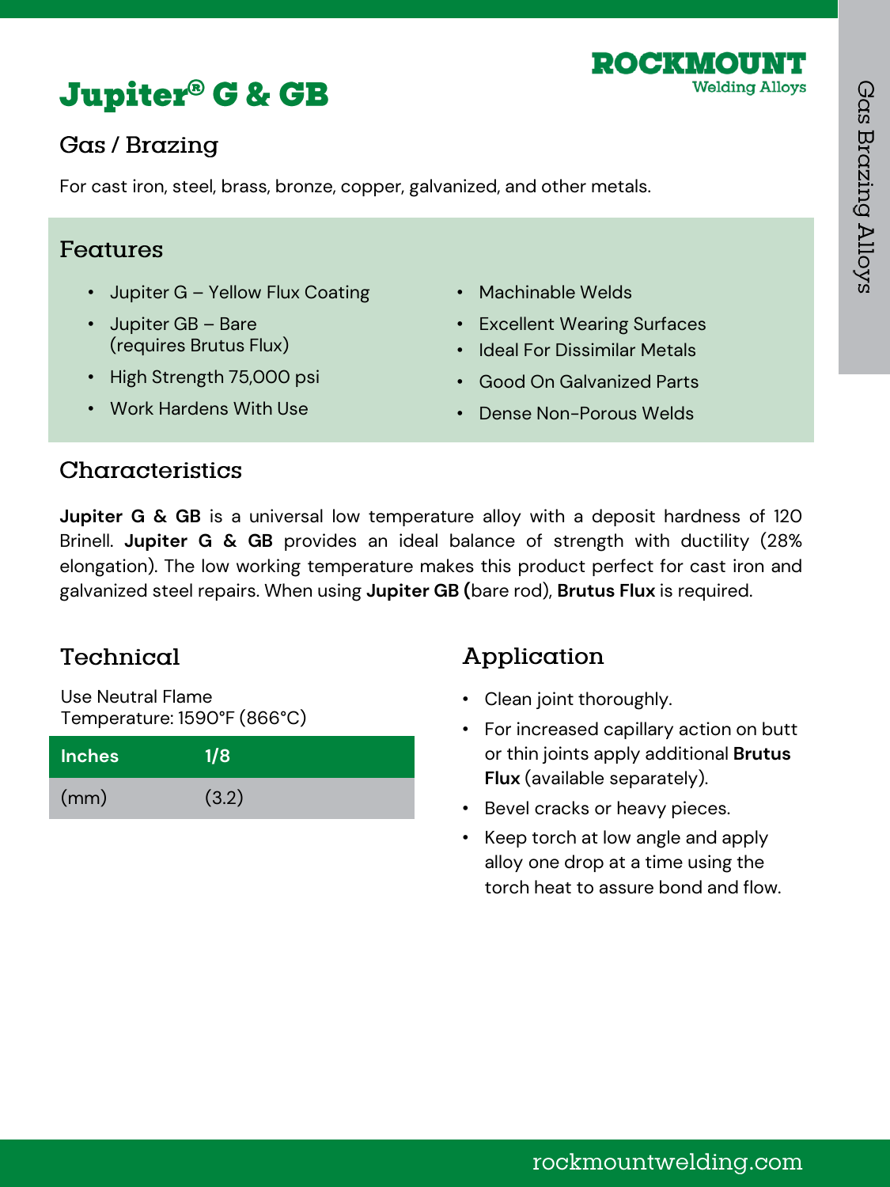# Jupiter® G & GB

ROCKMOUNT
Welding Alloys

## Gas / Brazing

For cast iron, steel, brass, bronze, copper, galvanized, and other metals.

### Features

- Jupiter G – Yellow Flux Coating
- Jupiter GB – Bare (requires Brutus Flux)
- High Strength 75,000 psi
- Work Hardens With Use
- Machinable Welds
- Excellent Wearing Surfaces
- Ideal For Dissimilar Metals
- Good On Galvanized Parts
- Dense Non-Porous Welds

### Characteristics

**Jupiter G & GB** is a universal low temperature alloy with a deposit hardness of 120 Brinell. **Jupiter G & GB** provides an ideal balance of strength with ductility (28% elongation). The low working temperature makes this product perfect for cast iron and galvanized steel repairs. When using **Jupiter GB (**bare rod), **Brutus Flux** is required.

### Technical

Use Neutral Flame
Temperature: 1590°F (866°C)

| Inches | 1/8 |
|---|---|
| (mm) | (3.2) |

### Application

- Clean joint thoroughly.
- For increased capillary action on butt or thin joints apply additional **Brutus Flux** (available separately).
- Bevel cracks or heavy pieces.
- Keep torch at low angle and apply alloy one drop at a time using the torch heat to assure bond and flow.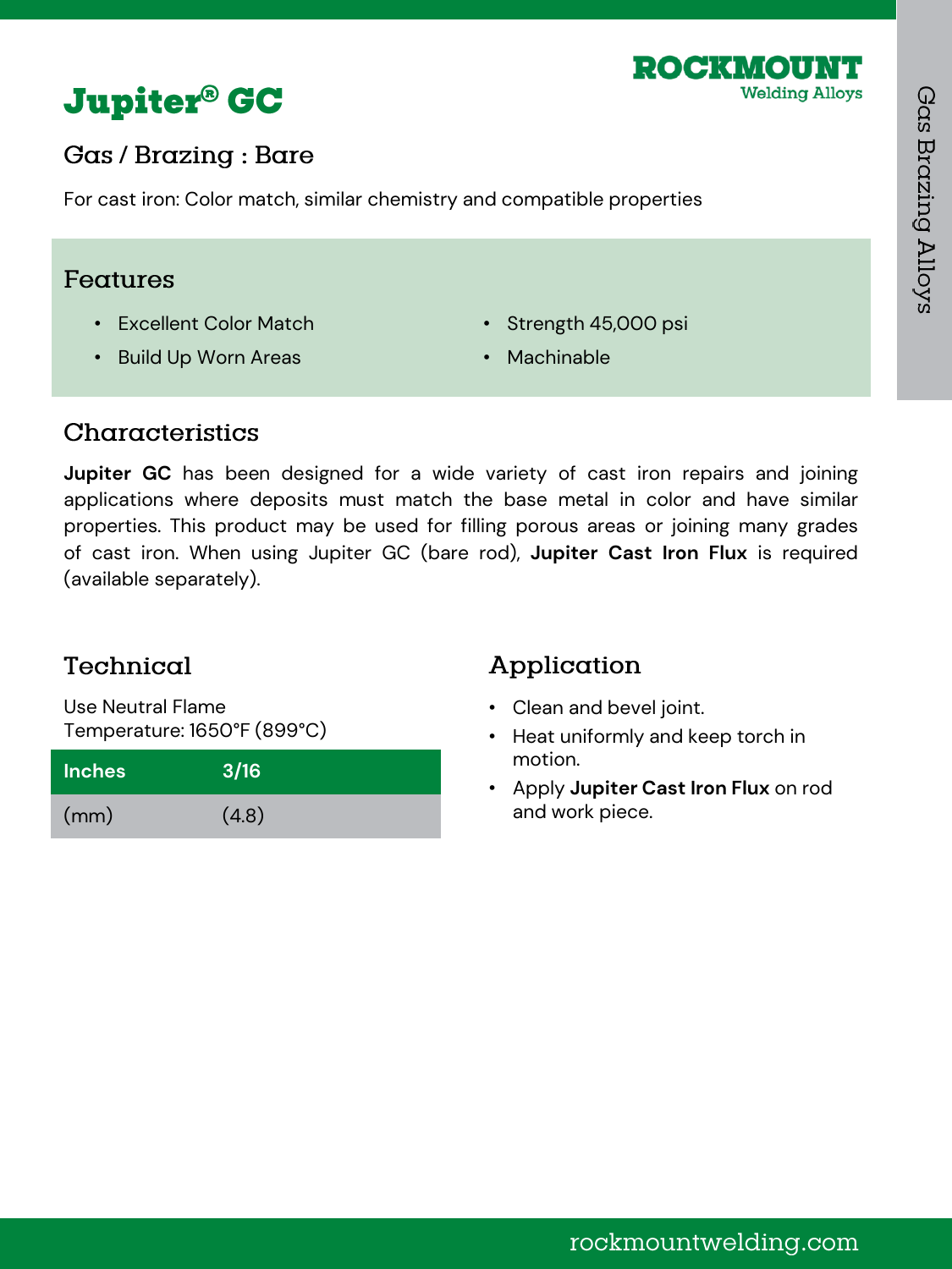# Jupiter® GC

ROCKMOUNT
Welding Alloys

## Gas / Brazing : Bare

For cast iron: Color match, similar chemistry and compatible properties

## Features

- Excellent Color Match
- Build Up Worn Areas
- Strength 45,000 psi
- Machinable

## Characteristics

**Jupiter GC** has been designed for a wide variety of cast iron repairs and joining applications where deposits must match the base metal in color and have similar properties. This product may be used for filling porous areas or joining many grades of cast iron. When using Jupiter GC (bare rod), **Jupiter Cast Iron Flux** is required (available separately).

## Technical

Use Neutral Flame
Temperature: 1650°F (899°C)

| Inches | 3/16 |
|---|---|
| (mm) | (4.8) |

## Application

- Clean and bevel joint.
- Heat uniformly and keep torch in motion.
- Apply **Jupiter Cast Iron Flux** on rod and work piece.